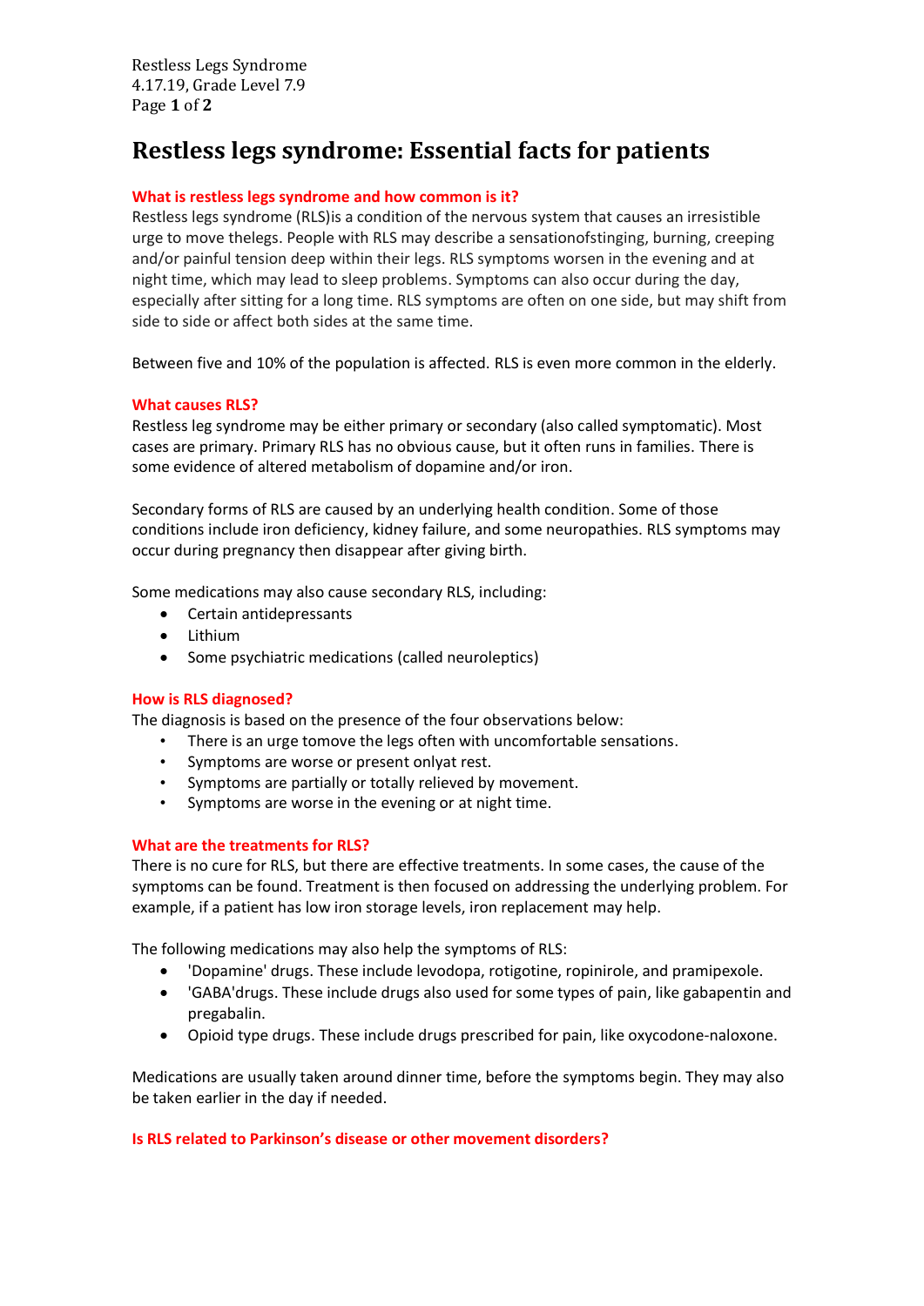# Restless legs syndrome: Essential facts for patients

### What is restless legs syndrome and how common is it?

Restless legs syndrome (RLS)is a condition of the nervous system that causes an irresistible urge to move thelegs. People with RLS may describe a sensationofstinging, burning, creeping and/or painful tension deep within their legs. RLS symptoms worsen in the evening and at night time, which may lead to sleep problems. Symptoms can also occur during the day, especially after sitting for a long time. RLS symptoms are often on one side, but may shift from side to side or affect both sides at the same time.

Between five and 10% of the population is affected. RLS is even more common in the elderly.

### What causes RLS?

Restless leg syndrome may be either primary or secondary (also called symptomatic). Most cases are primary. Primary RLS has no obvious cause, but it often runs in families. There is some evidence of altered metabolism of dopamine and/or iron.

Secondary forms of RLS are caused by an underlying health condition. Some of those conditions include iron deficiency, kidney failure, and some neuropathies. RLS symptoms may occur during pregnancy then disappear after giving birth.

Some medications may also cause secondary RLS, including:

- Certain antidepressants
- Lithium
- Some psychiatric medications (called neuroleptics)

### How is RLS diagnosed?

The diagnosis is based on the presence of the four observations below:

- There is an urge tomove the legs often with uncomfortable sensations.
- Symptoms are worse or present onlyat rest.
- Symptoms are partially or totally relieved by movement.
- Symptoms are worse in the evening or at night time.

### What are the treatments for RLS?

There is no cure for RLS, but there are effective treatments. In some cases, the cause of the symptoms can be found. Treatment is then focused on addressing the underlying problem. For example, if a patient has low iron storage levels, iron replacement may help.

The following medications may also help the symptoms of RLS:

- 'Dopamine' drugs. These include levodopa, rotigotine, ropinirole, and pramipexole.
- 'GABA'drugs. These include drugs also used for some types of pain, like gabapentin and pregabalin.
- Opioid type drugs. These include drugs prescribed for pain, like oxycodone-naloxone.

Medications are usually taken around dinner time, before the symptoms begin. They may also be taken earlier in the day if needed.

### Is RLS related to Parkinson's disease or other movement disorders?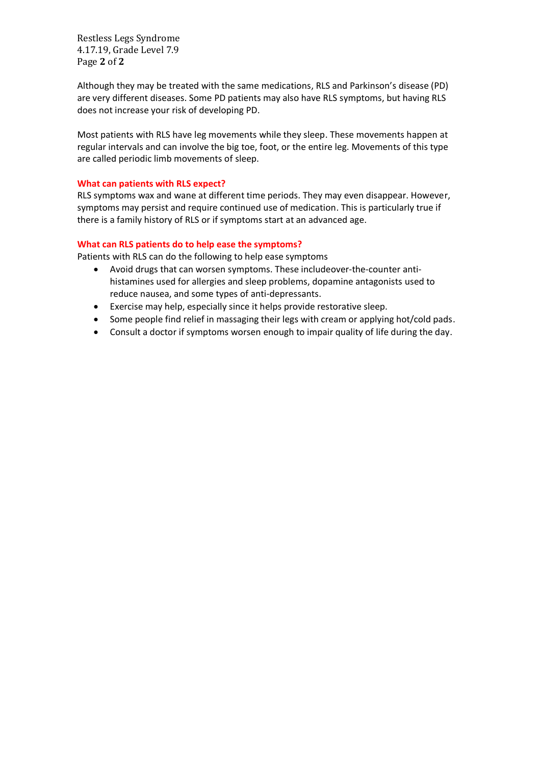Although they may be treated with the same medications, RLS and Parkinson's disease (PD) are very different diseases. Some PD patients may also have RLS symptoms, but having RLS does not increase your risk of developing PD.

Most patients with RLS have leg movements while they sleep. These movements happen at regular intervals and can involve the big toe, foot, or the entire leg. Movements of this type are called periodic limb movements of sleep.

### What can patients with RLS expect?

RLS symptoms wax and wane at different time periods. They may even disappear. However, symptoms may persist and require continued use of medication. This is particularly true if there is a family history of RLS or if symptoms start at an advanced age.

### What can RLS patients do to help ease the symptoms?

Patients with RLS can do the following to help ease symptoms

- Avoid drugs that can worsen symptoms. These includeover-the-counter anti-histamines used for allergies and sleep problems, dopamine antagonists used to reduce nausea, and some types of anti-depressants.
- Exercise may help, especially since it helps provide restorative sleep.
- Some people find relief in massaging their legs with cream or applying hot/cold pads.
- Consult a doctor if symptoms worsen enough to impair quality of life during the day.